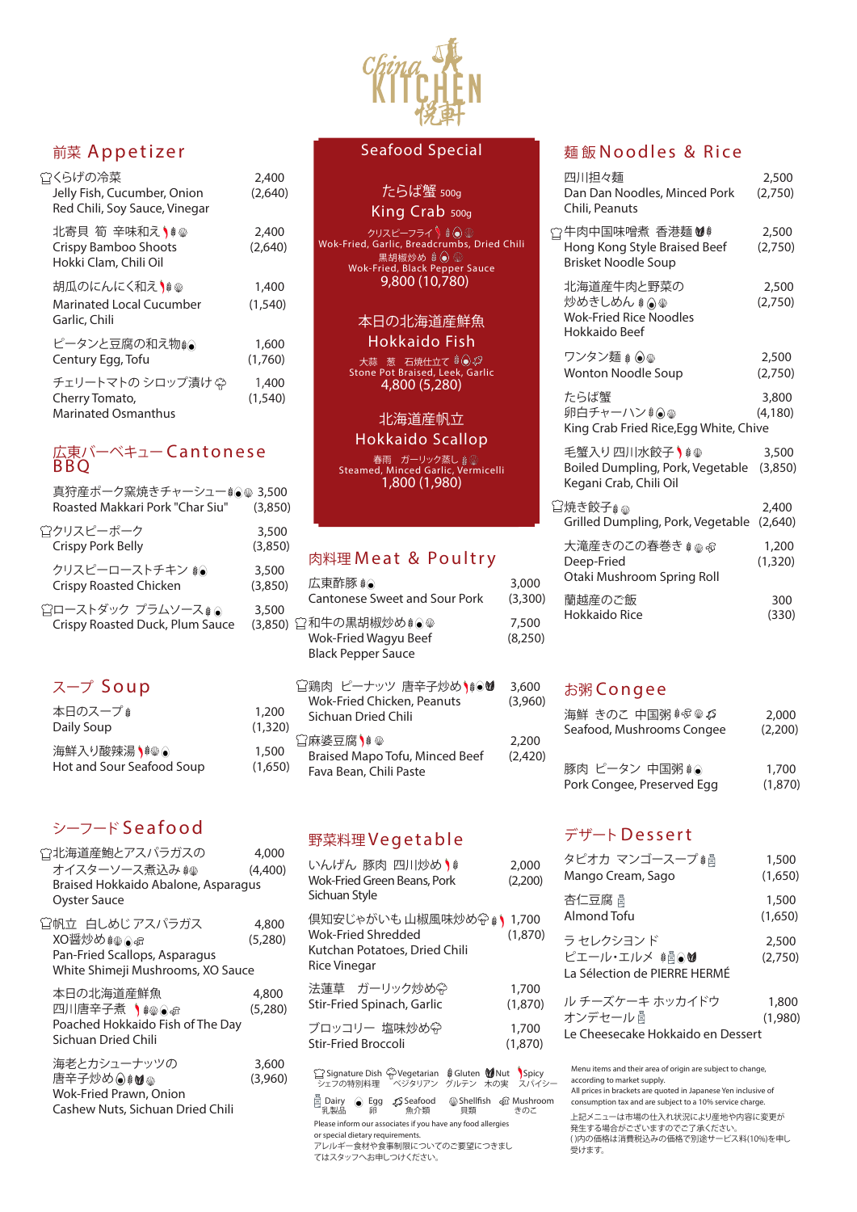# China KITCHEN 悦軒

## 前菜 Appetizer

| Item | Price |
|---|---|
| くらげの冷菜<br>Jelly Fish, Cucumber, Onion<br>Red Chili, Soy Sauce, Vinegar | 2,400<br>(2,640) |
| 北寄貝 筍 辛味和え<br>Crispy Bamboo Shoots<br>Hokki Clam, Chili Oil | 2,400<br>(2,640) |
| 胡瓜のにんにく和え<br>Marinated Local Cucumber<br>Garlic, Chili | 1,400<br>(1,540) |
| ピータンと豆腐の和え物<br>Century Egg, Tofu | 1,600<br>(1,760) |
| チェリートマトの シロップ漬け<br>Cherry Tomato,<br>Marinated Osmanthus | 1,400<br>(1,540) |

## 広東バーベキュー Cantonese BBQ

| Item | Price |
|---|---|
| 真狩産ポーク窯焼きチャーシュー<br>Roasted Makkari Pork "Char Siu" | 3,500<br>(3,850) |
| クリスピーポーク<br>Crispy Pork Belly | 3,500<br>(3,850) |
| クリスピーローストチキン<br>Crispy Roasted Chicken | 3,500<br>(3,850) |
| ローストダック プラムソース<br>Crispy Roasted Duck, Plum Sauce | 3,500<br>(3,850) |

## スープ Soup

| Item | Price |
|---|---|
| 本日のスープ<br>Daily Soup | 1,200<br>(1,320) |
| 海鮮入り酸辣湯<br>Hot and Sour Seafood Soup | 1,500<br>(1,650) |

## シーフード Seafood

| Item | Price |
|---|---|
| 北海道産鮑とアスパラガスの オイスターソース煮込み<br>Braised Hokkaido Abalone, Asparagus<br>Oyster Sauce | 4,000<br>(4,400) |
| 帆立 白しめじ アスパラガス XO醤炒め<br>Pan-Fried Scallops, Asparagus<br>White Shimeji Mushrooms, XO Sauce | 4,800<br>(5,280) |
| 本日の北海道産鮮魚 四川唐辛子煮<br>Poached Hokkaido Fish of The Day<br>Sichuan Dried Chili | 4,800<br>(5,280) |
| 海老とカシューナッツの 唐辛子炒め<br>Wok-Fried Prawn, Onion<br>Cashew Nuts, Sichuan Dried Chili | 3,600<br>(3,960) |

## Seafood Special

**たらば蟹 500g**
**King Crab 500g**
クリスピーフライ
Wok-Fried, Garlic, Breadcrumbs, Dried Chili
黒胡椒炒め
Wok-Fried, Black Pepper Sauce
9,800 (10,780)

**本日の北海道産鮮魚**
**Hokkaido Fish**
大蒜 葱 石焼仕立て
Stone Pot Braised, Leek, Garlic
4,800 (5,280)

**北海道産帆立**
**Hokkaido Scallop**
春雨 ガーリック蒸し
Steamed, Minced Garlic, Vermicelli
1,800 (1,980)

## 肉料理 Meat & Poultry

| Item | Price |
|---|---|
| 広東酢豚<br>Cantonese Sweet and Sour Pork | 3,000<br>(3,300) |
| 和牛の黒胡椒炒め<br>Wok-Fried Wagyu Beef<br>Black Pepper Sauce | 7,500<br>(8,250) |
| 鶏肉 ピーナッツ 唐辛子炒め<br>Wok-Fried Chicken, Peanuts<br>Sichuan Dried Chili | 3,600<br>(3,960) |
| 麻婆豆腐<br>Braised Mapo Tofu, Minced Beef<br>Fava Bean, Chili Paste | 2,200<br>(2,420) |

## 野菜料理 Vegetable

| Item | Price |
|---|---|
| いんげん 豚肉 四川炒め<br>Wok-Fried Green Beans, Pork<br>Sichuan Style | 2,000<br>(2,200) |
| 倶知安じゃがいも 山椒風味炒め<br>Wok-Fried Shredded<br>Kutchan Potatoes, Dried Chili<br>Rice Vinegar | 1,700<br>(1,870) |
| 法蓮草 ガーリック炒め<br>Stir-Fried Spinach, Garlic | 1,700<br>(1,870) |
| ブロッコリー 塩味炒め<br>Stir-Fried Broccoli | 1,700<br>(1,870) |

Signature Dish シェフの特別料理 / Vegetarian ベジタリアン / Gluten グルテン / Nut 木の実 / Spicy スパイシー / Dairy 乳製品 / Egg 卵 / Seafood 魚介類 / Shellfish 貝類 / Mushroom きのこ

Please inform our associates if you have any food allergies or special dietary requirements.
アレルギー食材や食事制限についてのご要望につきましてはスタッフへお申しつけください。

## 麺 飯 Noodles & Rice

| Item | Price |
|---|---|
| 四川担々麺<br>Dan Dan Noodles, Minced Pork<br>Chili, Peanuts | 2,500<br>(2,750) |
| 牛肉中国味噌煮 香港麺<br>Hong Kong Style Braised Beef<br>Brisket Noodle Soup | 2,500<br>(2,750) |
| 北海道産牛肉と野菜の 炒めきしめん<br>Wok-Fried Rice Noodles<br>Hokkaido Beef | 2,500<br>(2,750) |
| ワンタン麺<br>Wonton Noodle Soup | 2,500<br>(2,750) |
| たらば蟹 卵白チャーハン<br>King Crab Fried Rice,Egg White, Chive | 3,800<br>(4,180) |
| 毛蟹入り 四川水餃子<br>Boiled Dumpling, Pork, Vegetable<br>Kegani Crab, Chili Oil | 3,500<br>(3,850) |
| 焼き餃子<br>Grilled Dumpling, Pork, Vegetable | 2,400<br>(2,640) |
| 大滝産きのこの春巻き<br>Deep-Fried<br>Otaki Mushroom Spring Roll | 1,200<br>(1,320) |
| 蘭越産のご飯<br>Hokkaido Rice | 300<br>(330) |

## お粥 Congee

| Item | Price |
|---|---|
| 海鮮 きのこ 中国粥<br>Seafood, Mushrooms Congee | 2,000<br>(2,200) |
| 豚肉 ピータン 中国粥<br>Pork Congee, Preserved Egg | 1,700<br>(1,870) |

## デザート Dessert

| Item | Price |
|---|---|
| タピオカ マンゴースープ<br>Mango Cream, Sago | 1,500<br>(1,650) |
| 杏仁豆腐<br>Almond Tofu | 1,500<br>(1,650) |
| ラ セレクション ド ピエール・エルメ<br>La Sélection de PIERRE HERMÉ | 2,500<br>(2,750) |
| ル チーズケーキ ホッカイドウ オンデセール<br>Le Cheesecake Hokkaido en Dessert | 1,800<br>(1,980) |

Menu items and their area of origin are subject to change, according to market supply.
All prices in brackets are quoted in Japanese Yen inclusive of consumption tax and are subject to a 10% service charge.

上記メニューは市場の仕入れ状況により産地や内容に変更が発生する場合がございますのでご了承ください。
( )内の価格は消費税込みの価格で別途サービス料(10%)を申し受けます。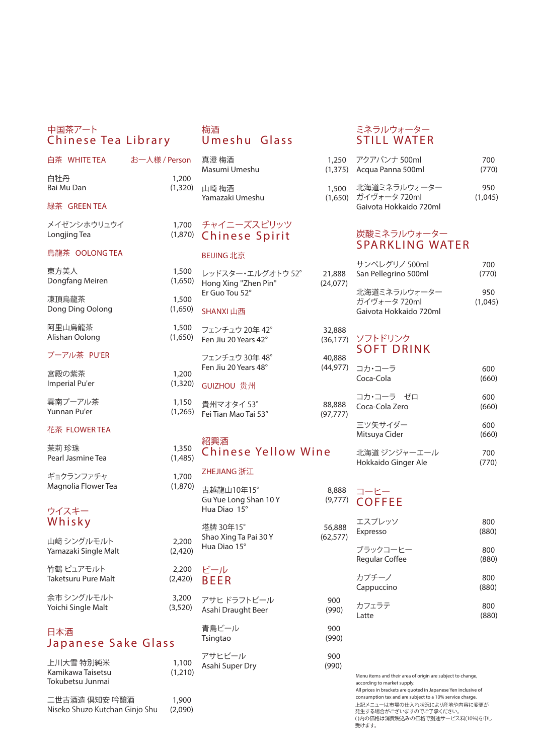## 中国茶アート
## Chinese Tea Library

### 白茶　WHITE TEA

お一人様 / Person

| | |
|---|---|
| 白牡丹<br>Bai Mu Dan | 1,200<br>(1,320) |

### 緑茶　GREEN TEA

| | |
|---|---|
| メイゼンシホウリュウイ<br>Longjing Tea | 1,700<br>(1,870) |

### 烏龍茶　OOLONG TEA

| | |
|---|---|
| 東方美人<br>Dongfang Meiren | 1,500<br>(1,650) |
| 凍頂烏龍茶<br>Dong Ding Oolong | 1,500<br>(1,650) |
| 阿里山烏龍茶<br>Alishan Oolong | 1,500<br>(1,650) |

### プーアル茶　PU'ER

| | |
|---|---|
| 宮殿の紫茶<br>Imperial Pu'er | 1,200<br>(1,320) |
| 雲南プーアル茶<br>Yunnan Pu'er | 1,150<br>(1,265) |

### 花茶　FLOWER TEA

| | |
|---|---|
| 茉莉 珍珠<br>Pearl Jasmine Tea | 1,350<br>(1,485) |
| ギョクランファチャ<br>Magnolia Flower Tea | 1,700<br>(1,870) |

## ウイスキー
## Whisky

| | |
|---|---|
| 山崎 シングルモルト<br>Yamazaki Single Malt | 2,200<br>(2,420) |
| 竹鶴 ピュアモルト<br>Taketsuru Pure Malt | 2,200<br>(2,420) |
| 余市 シングルモルト<br>Yoichi Single Malt | 3,200<br>(3,520) |

## 日本酒
## Japanese Sake Glass

| | |
|---|---|
| 上川大雪 特別純米<br>Kamikawa Taisetsu<br>Tokubetsu Junmai | 1,100<br>(1,210) |
| 二世古酒造 倶知安 吟醸酒<br>Niseko Shuzo Kutchan Ginjo Shu | 1,900<br>(2,090) |

## 梅酒
## Umeshu Glass

| | |
|---|---|
| 真澄 梅酒<br>Masumi Umeshu | 1,250<br>(1,375) |
| 山崎 梅酒<br>Yamazaki Umeshu | 1,500<br>(1,650) |

## チャイニーズスピリッツ
## Chinese Spirit

### BEIJING 北京

| | |
|---|---|
| レッドスター・エルグオトウ 52°<br>Hong Xing "Zhen Pin"<br>Er Guo Tou 52° | 21,888<br>(24,077) |

### SHANXI 山西

| | |
|---|---|
| フェンチュウ 20年 42°<br>Fen Jiu 20 Years 42° | 32,888<br>(36,177) |
| フェンチュウ 30年 48°<br>Fen Jiu 20 Years 48° | 40,888<br>(44,977) |

### GUIZHOU　贵州

| | |
|---|---|
| 貴州マオタイ 53°<br>Fei Tian Mao Tai 53° | 88,888<br>(97,777) |

## 紹興酒
## Chinese Yellow Wine

### ZHEJIANG 浙江

| | |
|---|---|
| 古越龍山10年15°<br>Gu Yue Long Shan 10 Y<br>Hua Diao 15° | 8,888<br>(9,777) |
| 塔牌 30年15°<br>Shao Xing Ta Pai 30 Y<br>Hua Diao 15° | 56,888<br>(62,577) |

## ビール
## BEER

| | |
|---|---|
| アサヒ ドラフトビール<br>Asahi Draught Beer | 900<br>(990) |
| 青島ビール<br>Tsingtao | 900<br>(990) |
| アサヒビール<br>Asahi Super Dry | 900<br>(990) |

## ミネラルウォーター
## STILL WATER

| | |
|---|---|
| アクアパンナ 500ml<br>Acqua Panna 500ml | 700<br>(770) |
| 北海道ミネラルウォーター<br>ガイヴォータ 720ml<br>Gaivota Hokkaido 720ml | 950<br>(1,045) |

## 炭酸ミネラルウォーター
## SPARKLING WATER

| | |
|---|---|
| サンペレグリノ 500ml<br>San Pellegrino 500ml | 700<br>(770) |
| 北海道ミネラルウォーター<br>ガイヴォータ 720ml<br>Gaivota Hokkaido 720ml | 950<br>(1,045) |

## ソフトドリンク
## SOFT DRINK

| | |
|---|---|
| コカ・コーラ<br>Coca-Cola | 600<br>(660) |
| コカ・コーラ　ゼロ<br>Coca-Cola Zero | 600<br>(660) |
| 三ツ矢サイダー<br>Mitsuya Cider | 600<br>(660) |
| 北海道 ジンジャーエール<br>Hokkaido Ginger Ale | 700<br>(770) |

## コーヒー
## COFFEE

| | |
|---|---|
| エスプレッソ<br>Expresso | 800<br>(880) |
| ブラックコーヒー<br>Regular Coffee | 800<br>(880) |
| カプチーノ<br>Cappuccino | 800<br>(880) |
| カフェラテ<br>Latte | 800<br>(880) |

Menu items and their area of origin are subject to change, according to market supply.
All prices in brackets are quoted in Japanese Yen inclusive of consumption tax and are subject to a 10% service charge.
上記メニューは市場の仕入れ状況により産地や内容に変更が発生する場合がございますのでご了承ください。
( )内の価格は消費税込みの価格で別途サービス料(10%)を申し受けます。